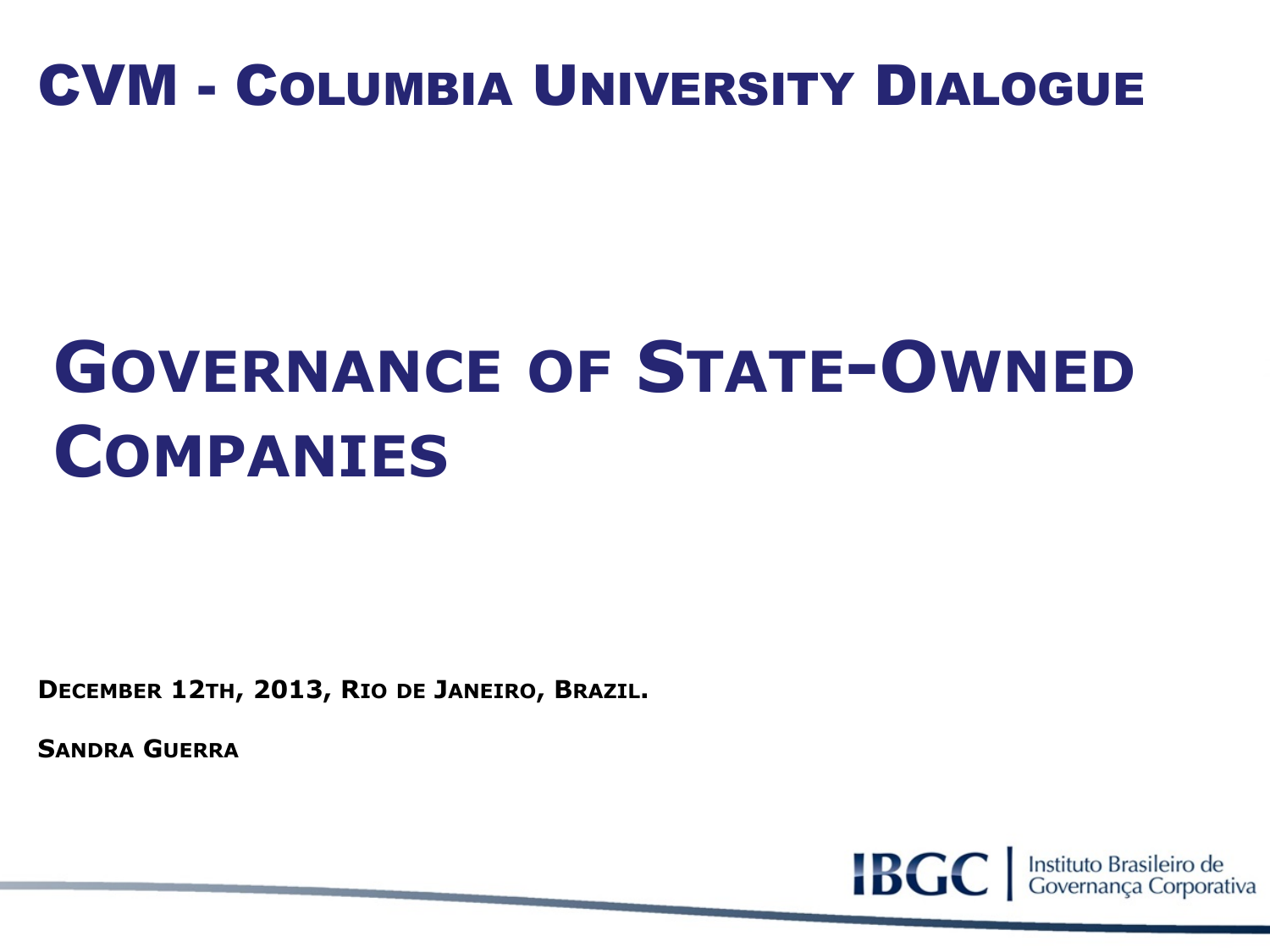# CVM - Columbia University Dialogue

# Governance of State-Owned Companies

**December 12th, 2013, Rio de Janeiro, Brazil.**

**Sandra Guerra**

IBGC | Instituto Brasileiro de Governança Corporativa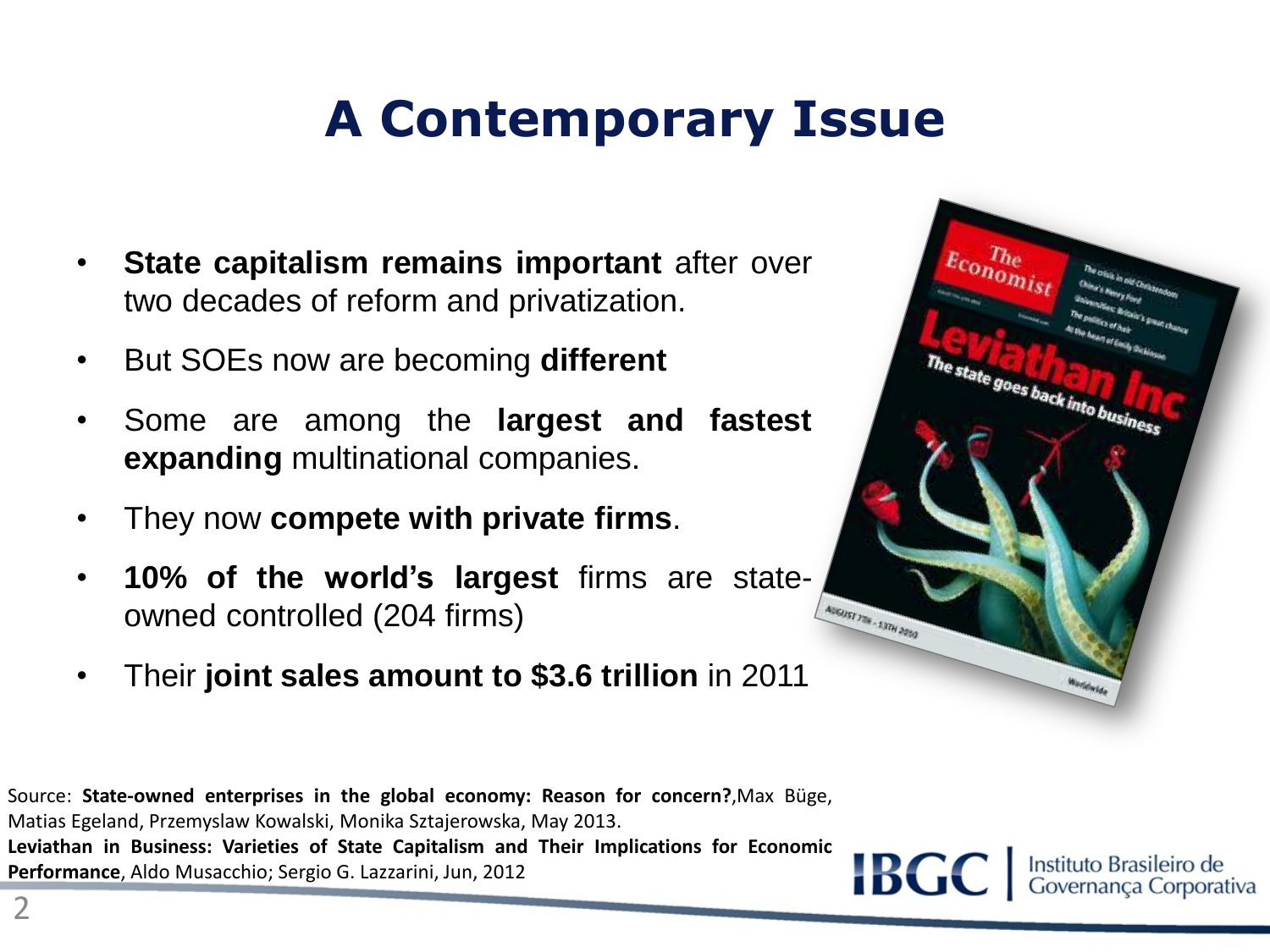# A Contemporary Issue

- **State capitalism remains important** after over two decades of reform and privatization.
- But SOEs now are becoming **different**
- Some are among the **largest and fastest expanding** multinational companies.
- They now **compete with private firms**.
- **10% of the world's largest** firms are state-owned controlled (204 firms)
- Their **joint sales amount to $3.6 trillion** in 2011

Source: **State-owned enterprises in the global economy: Reason for concern?**, Max Büge, Matias Egeland, Przemyslaw Kowalski, Monika Sztajerowska, May 2013.
**Leviathan in Business: Varieties of State Capitalism and Their Implications for Economic Performance**, Aldo Musacchio; Sergio G. Lazzarini, Jun, 2012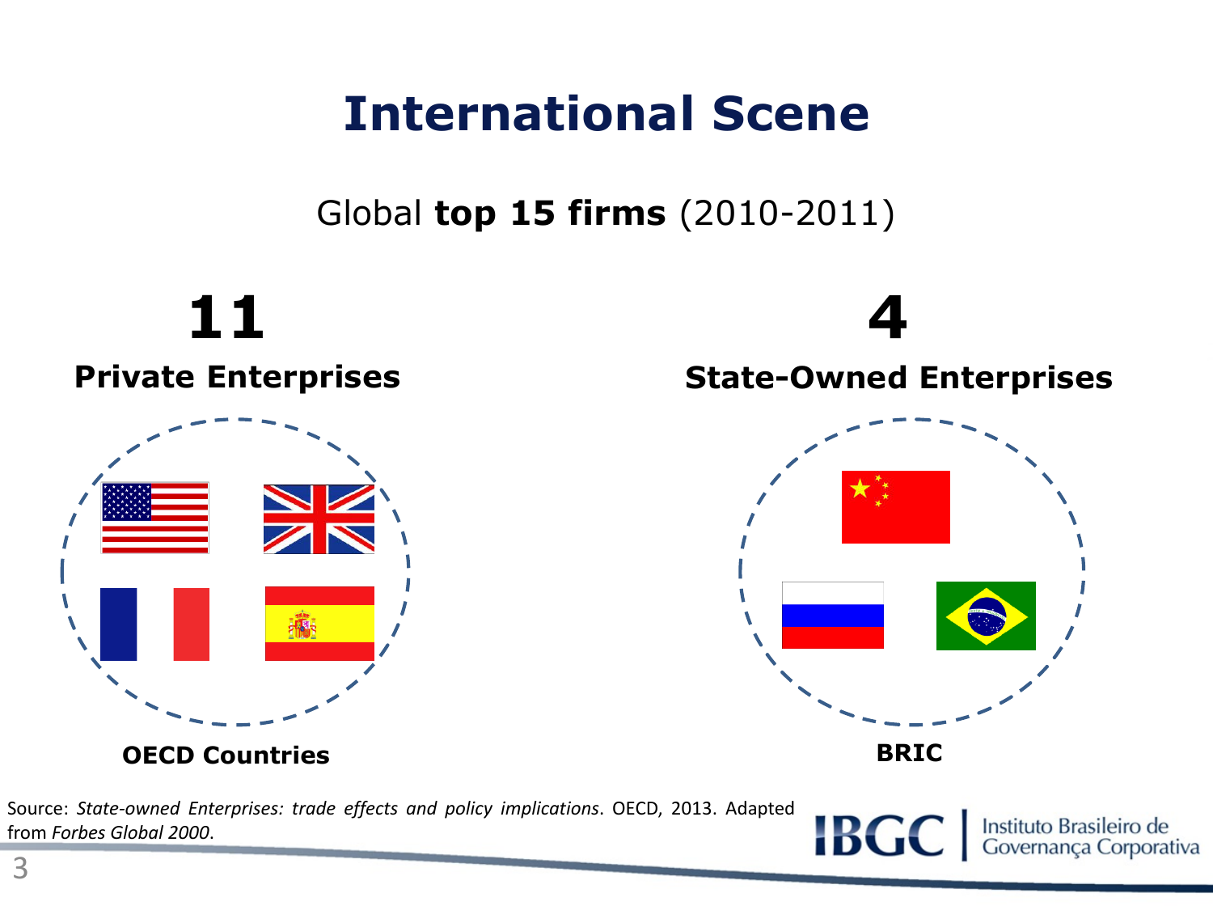# International Scene

Global **top 15 firms** (2010-2011)

**11**

**Private Enterprises**

**OECD Countries**

**4**

**State-Owned Enterprises**

**BRIC**

Source: *State-owned Enterprises: trade effects and policy implications*. OECD, 2013. Adapted from *Forbes Global 2000*.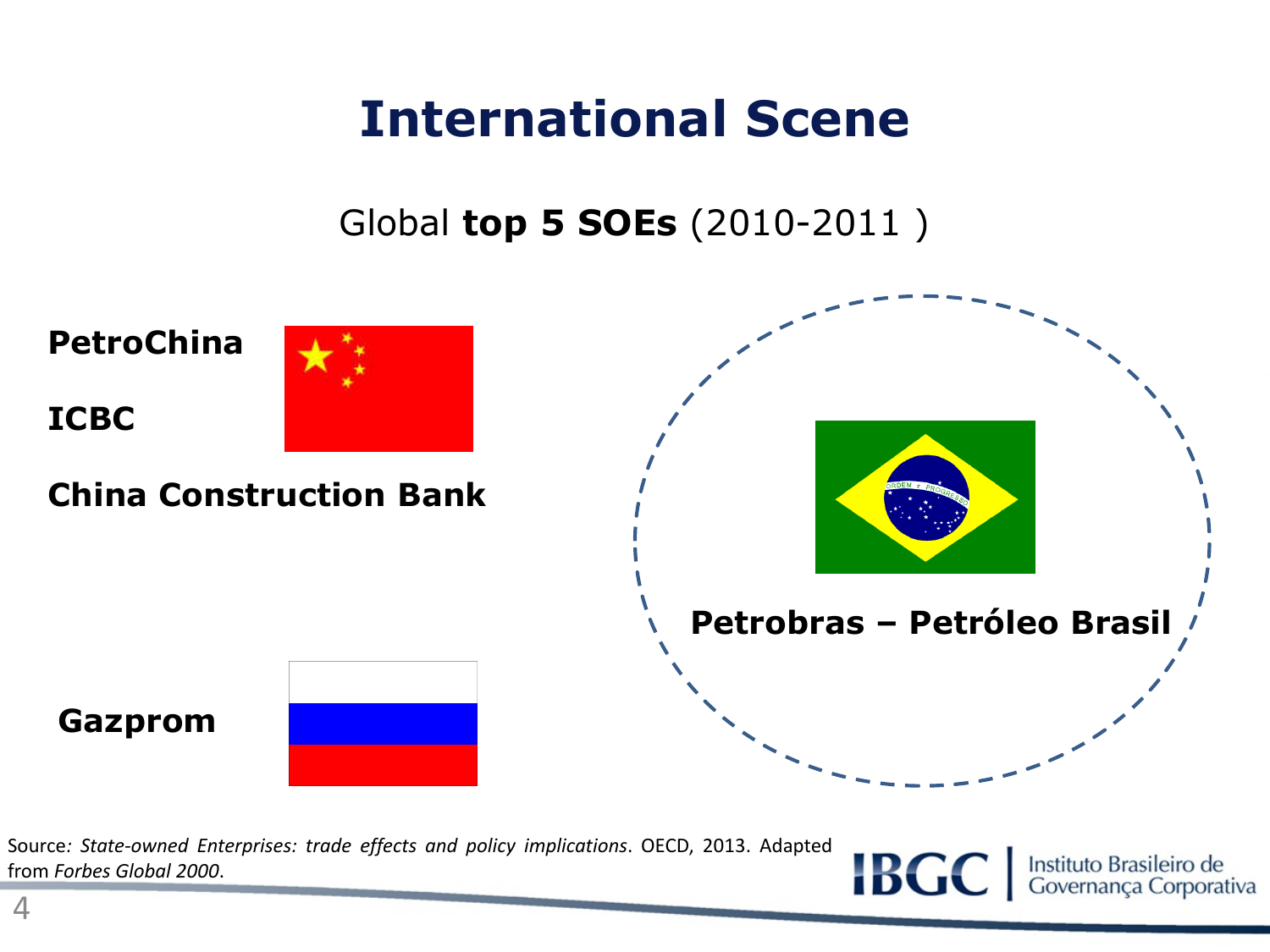# International Scene

Global **top 5 SOEs** (2010-2011 )

**PetroChina**

**ICBC**

**China Construction Bank**

**Gazprom**

**Petrobras – Petróleo Brasil**

Source: *State-owned Enterprises: trade effects and policy implications*. OECD, 2013. Adapted from *Forbes Global 2000*.

IBGC | Instituto Brasileiro de Governança Corporativa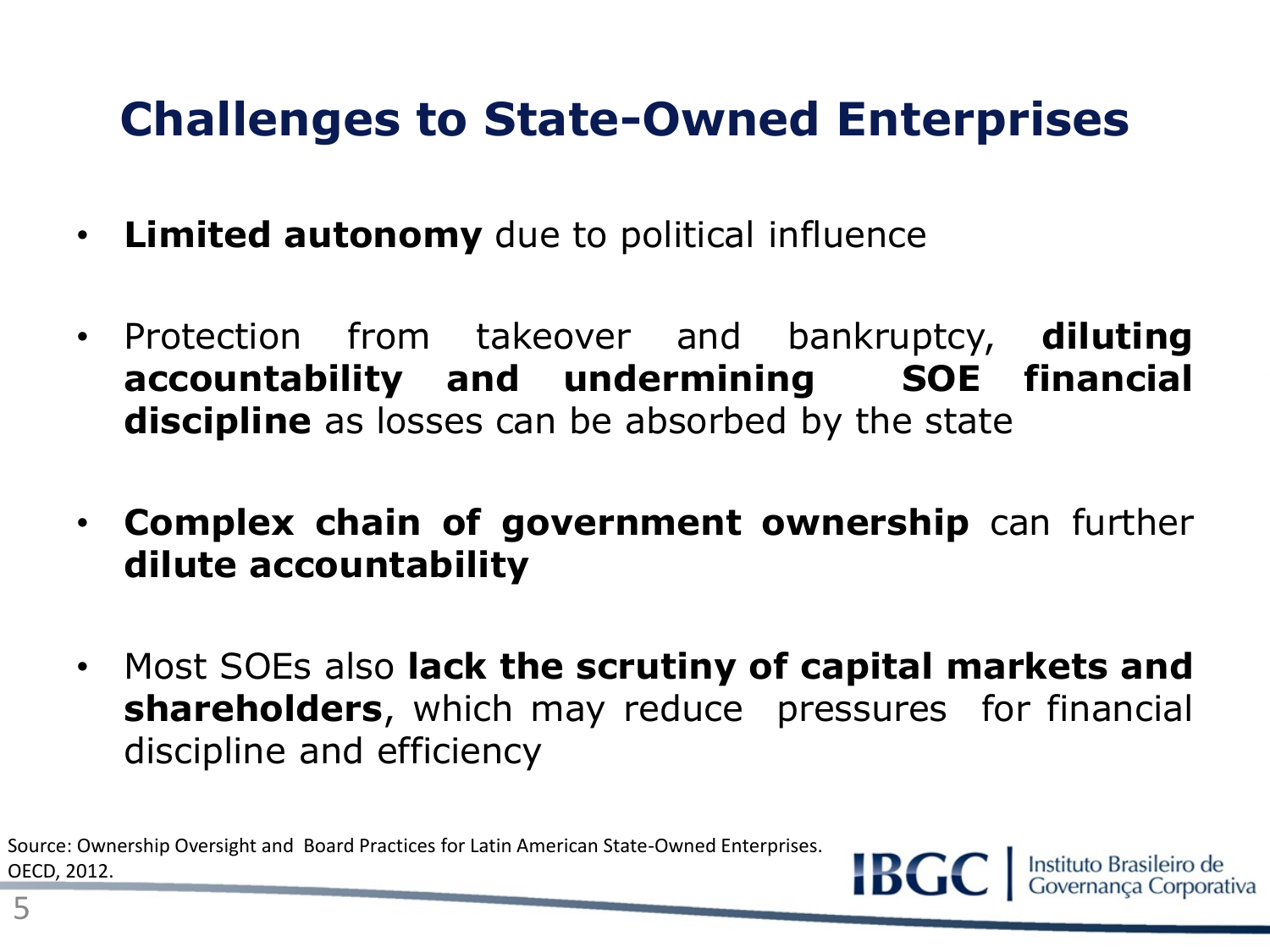# Challenges to State-Owned Enterprises

- **Limited autonomy** due to political influence
- Protection from takeover and bankruptcy, **diluting accountability and undermining SOE financial discipline** as losses can be absorbed by the state
- **Complex chain of government ownership** can further **dilute accountability**
- Most SOEs also **lack the scrutiny of capital markets and shareholders**, which may reduce pressures for financial discipline and efficiency

Source: Ownership Oversight and Board Practices for Latin American State-Owned Enterprises. OECD, 2012.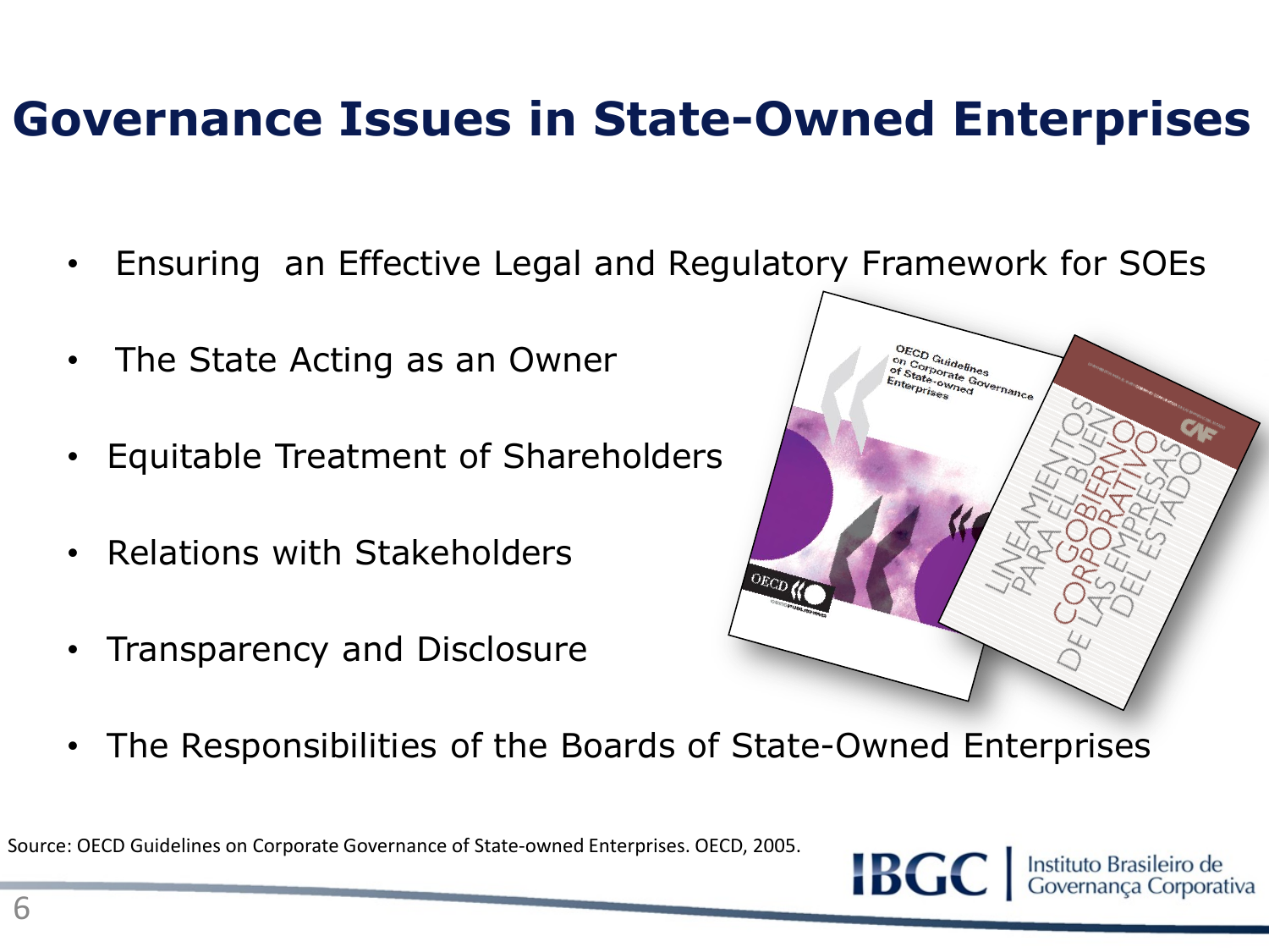# Governance Issues in State-Owned Enterprises

- Ensuring an Effective Legal and Regulatory Framework for SOEs
- The State Acting as an Owner
- Equitable Treatment of Shareholders
- Relations with Stakeholders
- Transparency and Disclosure
- The Responsibilities of the Boards of State-Owned Enterprises

Source: OECD Guidelines on Corporate Governance of State-owned Enterprises. OECD, 2005.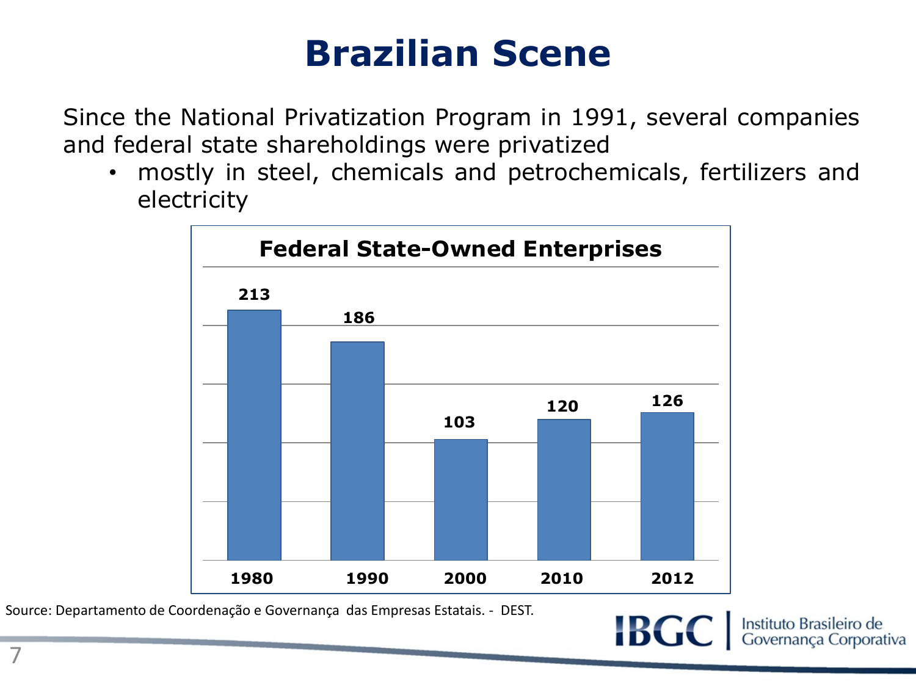# Brazilian Scene

Since the National Privatization Program in 1991, several companies and federal state shareholdings were privatized

- mostly in steel, chemicals and petrochemicals, fertilizers and electricity

**Federal State-Owned Enterprises**

| Year | 1980 | 1990 | 2000 | 2010 | 2012 |
|---|---|---|---|---|---|
| Federal State-Owned Enterprises | 213 | 186 | 103 | 120 | 126 |

Source: Departamento de Coordenação e Governança das Empresas Estatais. - DEST.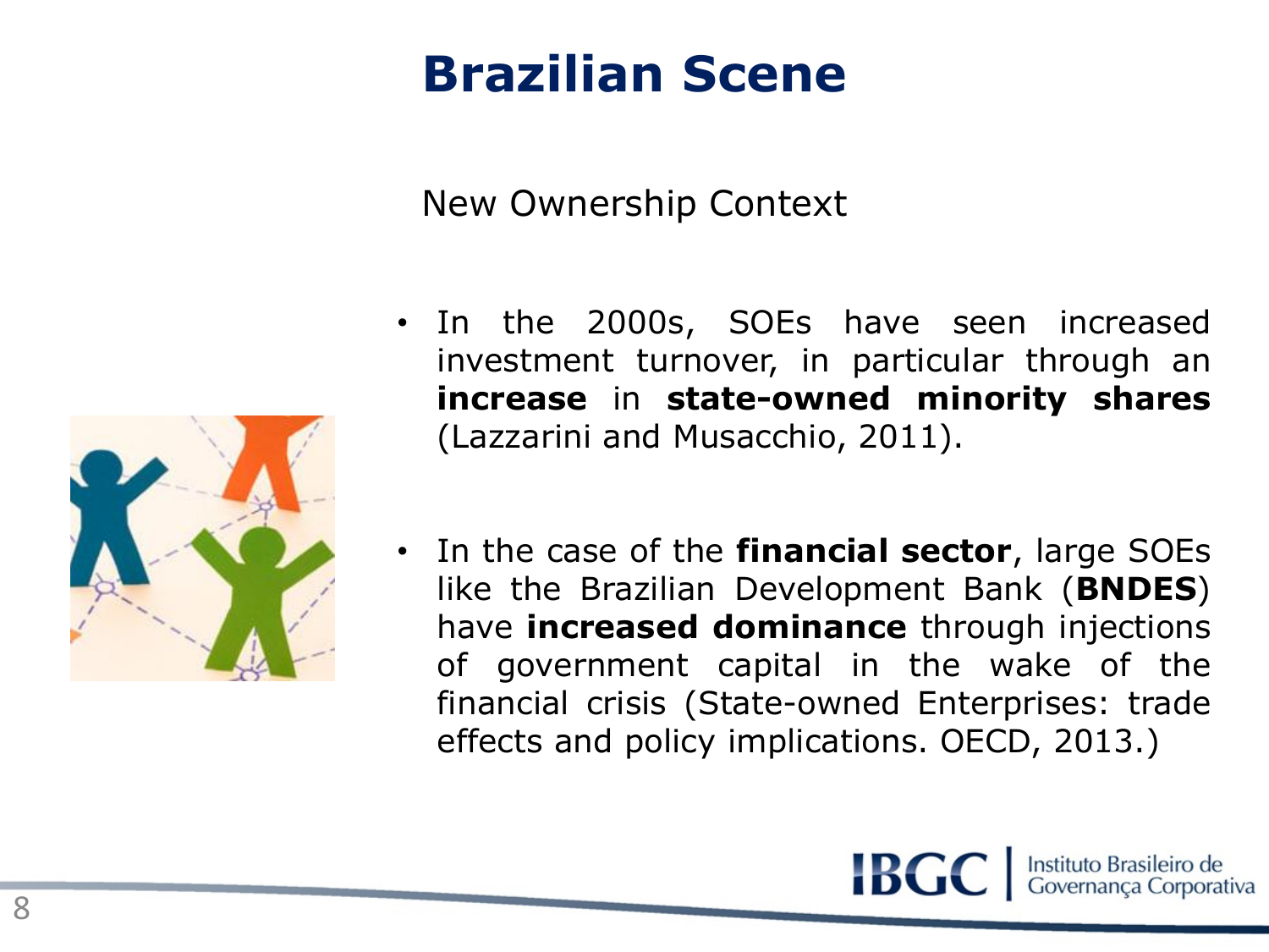# Brazilian Scene

## New Ownership Context

- In the 2000s, SOEs have seen increased investment turnover, in particular through an **increase** in **state-owned minority shares** (Lazzarini and Musacchio, 2011).

- In the case of the **financial sector**, large SOEs like the Brazilian Development Bank (**BNDES**) have **increased dominance** through injections of government capital in the wake of the financial crisis (State-owned Enterprises: trade effects and policy implications. OECD, 2013.)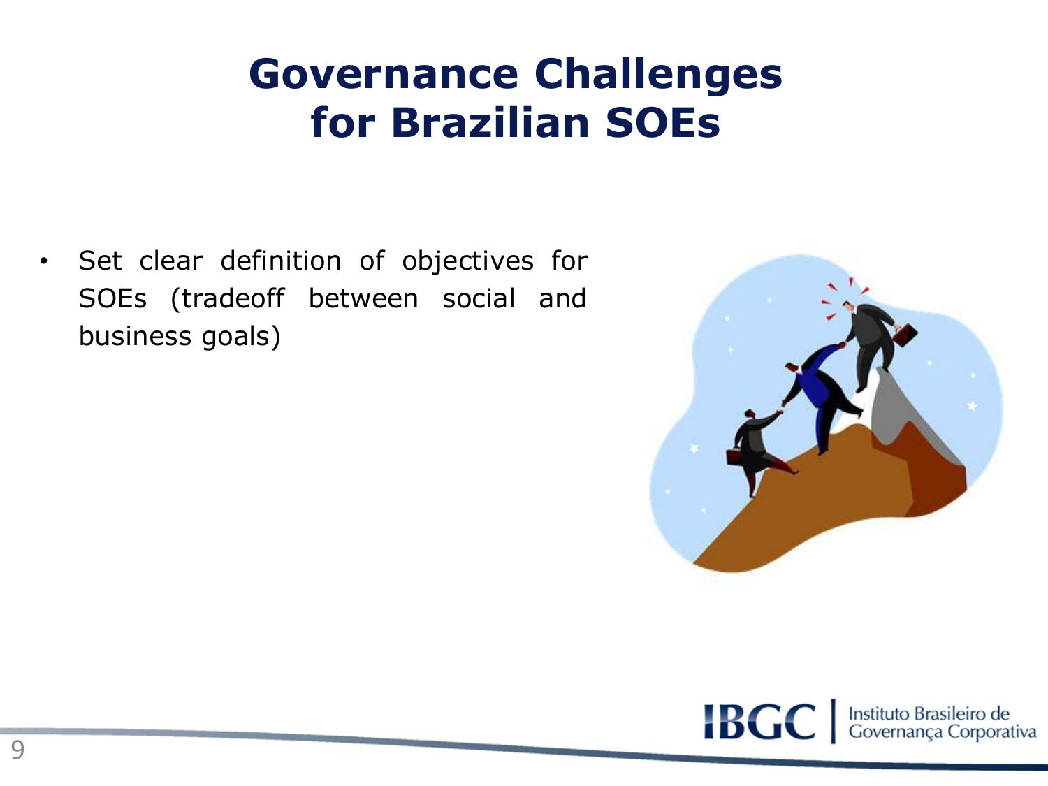# Governance Challenges for Brazilian SOEs

- Set clear definition of objectives for SOEs (tradeoff between social and business goals)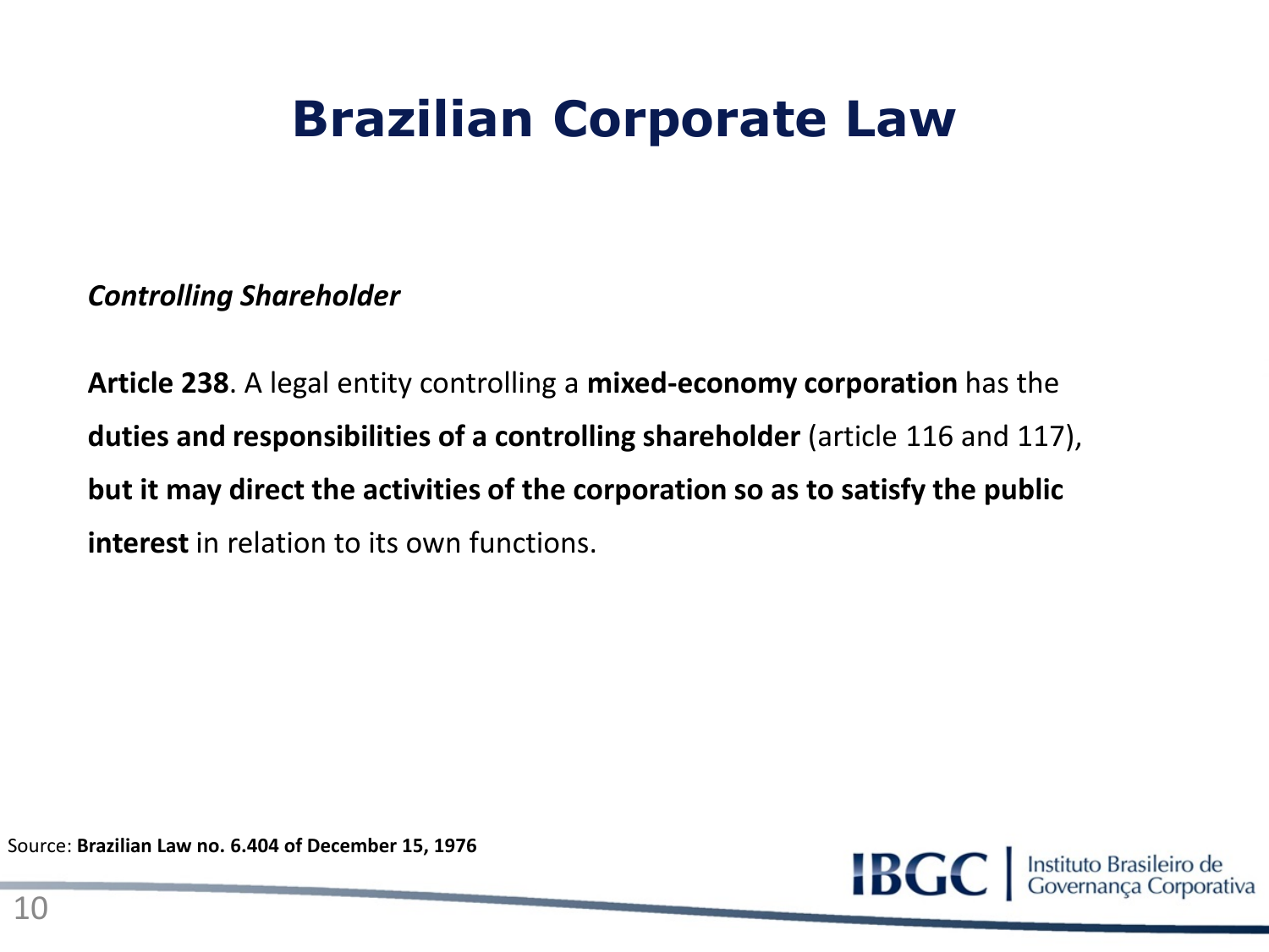# Brazilian Corporate Law

***Controlling Shareholder***

**Article 238**. A legal entity controlling a **mixed-economy corporation** has the **duties and responsibilities of a controlling shareholder** (article 116 and 117), **but it may direct the activities of the corporation so as to satisfy the public interest** in relation to its own functions.

Source: **Brazilian Law no. 6.404 of December 15, 1976**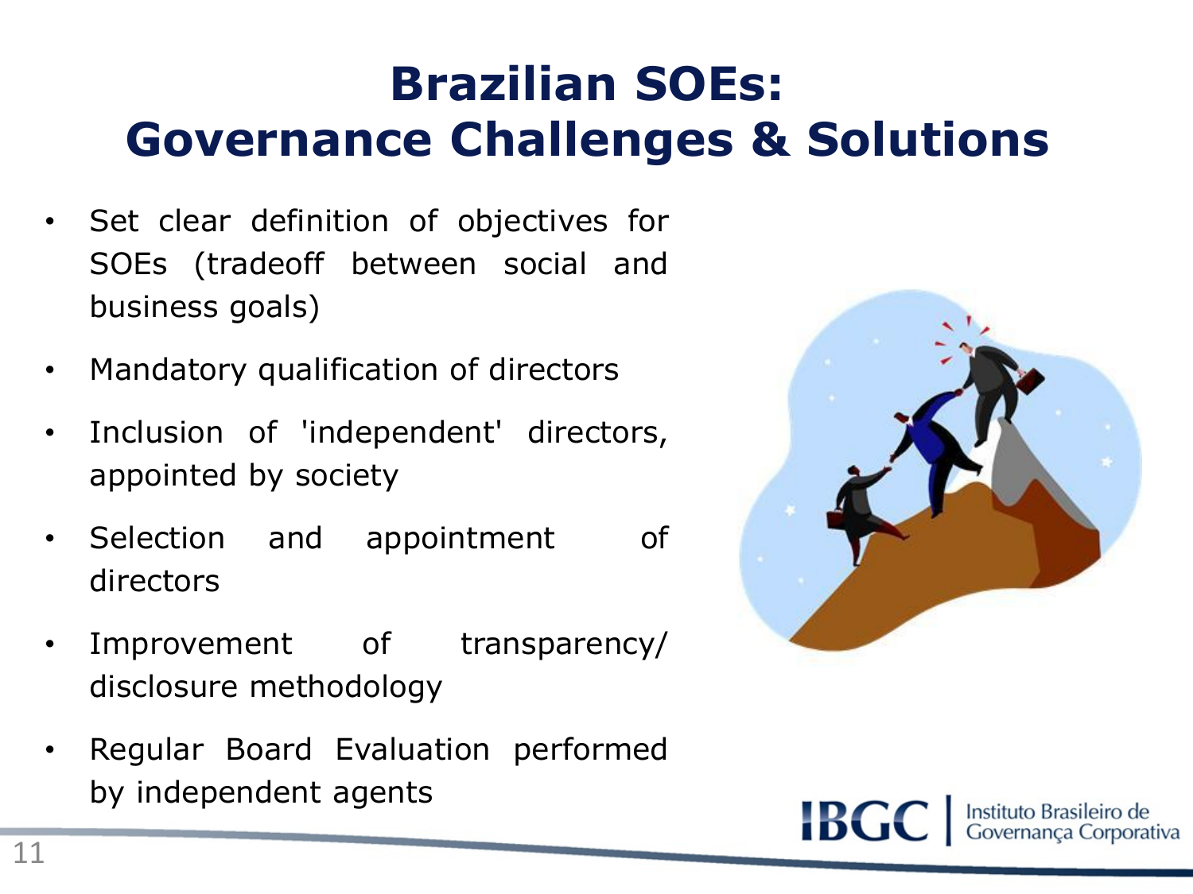# Brazilian SOEs: Governance Challenges & Solutions

- Set clear definition of objectives for SOEs (tradeoff between social and business goals)
- Mandatory qualification of directors
- Inclusion of 'independent' directors, appointed by society
- Selection and appointment of directors
- Improvement of transparency/ disclosure methodology
- Regular Board Evaluation performed by independent agents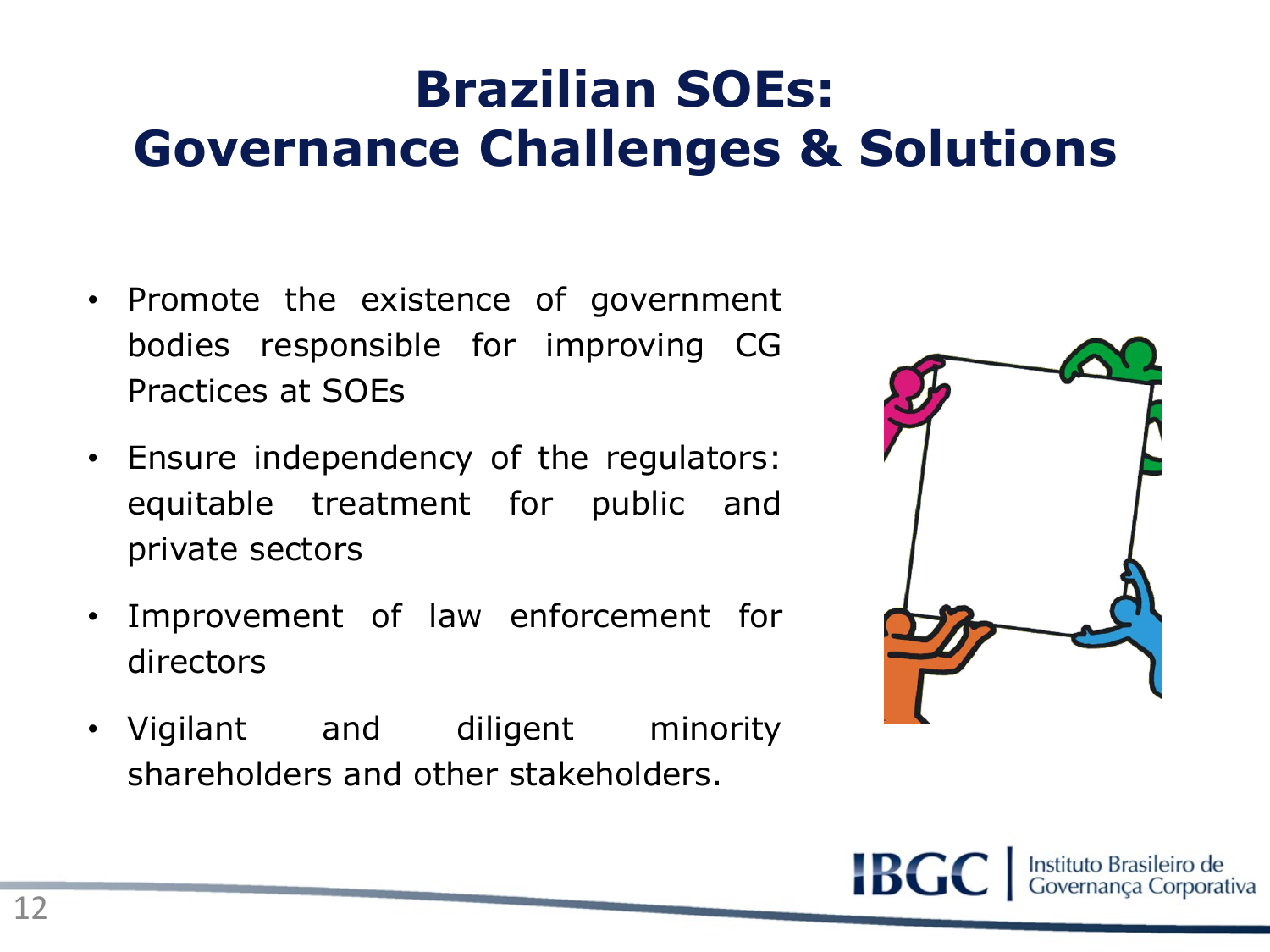# Brazilian SOEs: Governance Challenges & Solutions

- Promote the existence of government bodies responsible for improving CG Practices at SOEs
- Ensure independency of the regulators: equitable treatment for public and private sectors
- Improvement of law enforcement for directors
- Vigilant and diligent minority shareholders and other stakeholders.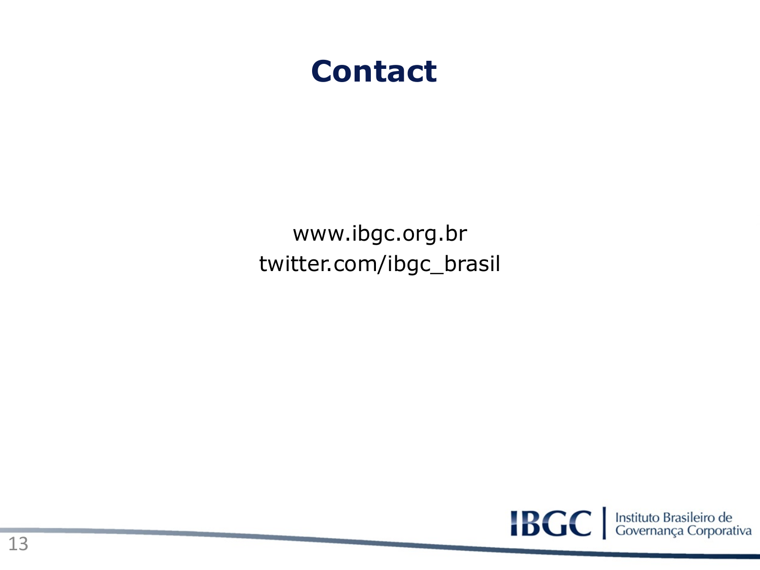# Contact

www.ibgc.org.br
twitter.com/ibgc_brasil